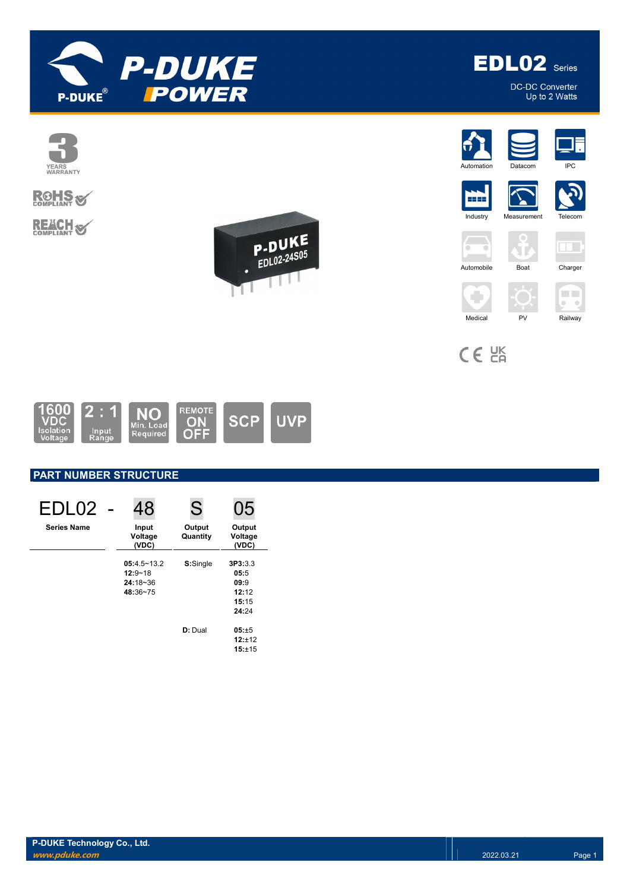# EDL02 Series

DC-DC Converter
Up to 2 Watts

3 YEARS WARRANTY

RoHS COMPLIANT

REACH COMPLIANT

Automation | Datacom | IPC | Industry | Measurement | Telecom | Automobile | Boat | Charger | Medical | PV | Railway

1600 VDC Isolation Voltage | 2 : 1 Input Range | NO Min. Load Required | REMOTE ON OFF | SCP | UVP

## PART NUMBER STRUCTURE

| EDL02 | - | 48 | S | 05 |
|---|---|---|---|---|
| Series Name | | Input Voltage (VDC) | Output Quantity | Output Voltage (VDC) |
| | | **05**:4.5~13.2<br>**12**:9~18<br>**24**:18~36<br>**48**:36~75 | **S**:Single | **3P3**:3.3<br>**05**:5<br>**09**:9<br>**12**:12<br>**15**:15<br>**24**:24 |
| | | | **D:** Dual | **05**:±5<br>**12**:±12<br>**15**:±15 |

**P-DUKE Technology Co., Ltd.**
*www.pduke.com*

2022.03.21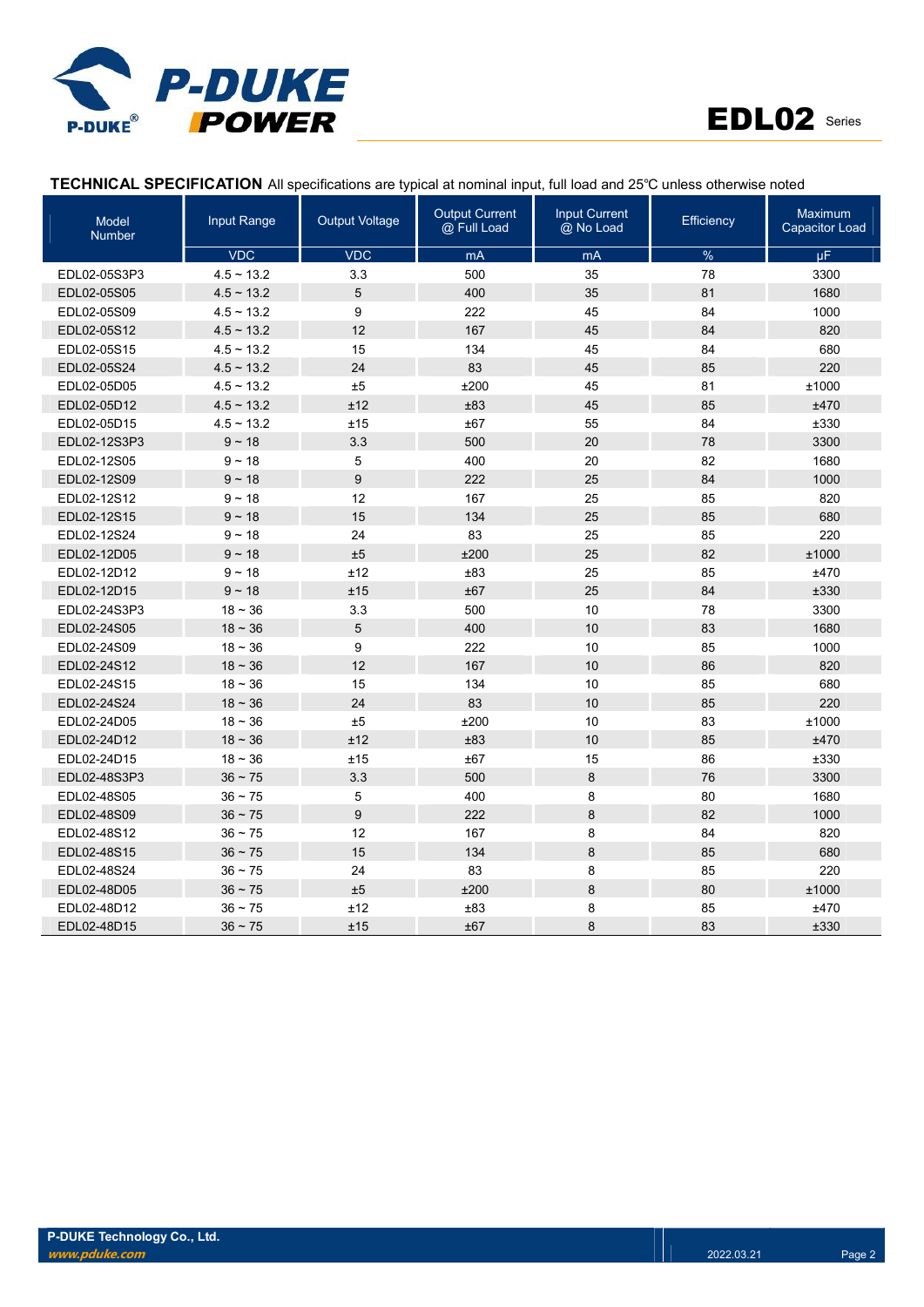**TECHNICAL SPECIFICATION** All specifications are typical at nominal input, full load and 25℃ unless otherwise noted

| Model Number | Input Range | Output Voltage | Output Current @ Full Load | Input Current @ No Load | Efficiency | Maximum Capacitor Load |
|---|---|---|---|---|---|---|
| | VDC | VDC | mA | mA | % | μF |
| EDL02-05S3P3 | 4.5 ~ 13.2 | 3.3 | 500 | 35 | 78 | 3300 |
| EDL02-05S05 | 4.5 ~ 13.2 | 5 | 400 | 35 | 81 | 1680 |
| EDL02-05S09 | 4.5 ~ 13.2 | 9 | 222 | 45 | 84 | 1000 |
| EDL02-05S12 | 4.5 ~ 13.2 | 12 | 167 | 45 | 84 | 820 |
| EDL02-05S15 | 4.5 ~ 13.2 | 15 | 134 | 45 | 84 | 680 |
| EDL02-05S24 | 4.5 ~ 13.2 | 24 | 83 | 45 | 85 | 220 |
| EDL02-05D05 | 4.5 ~ 13.2 | ±5 | ±200 | 45 | 81 | ±1000 |
| EDL02-05D12 | 4.5 ~ 13.2 | ±12 | ±83 | 45 | 85 | ±470 |
| EDL02-05D15 | 4.5 ~ 13.2 | ±15 | ±67 | 55 | 84 | ±330 |
| EDL02-12S3P3 | 9 ~ 18 | 3.3 | 500 | 20 | 78 | 3300 |
| EDL02-12S05 | 9 ~ 18 | 5 | 400 | 20 | 82 | 1680 |
| EDL02-12S09 | 9 ~ 18 | 9 | 222 | 25 | 84 | 1000 |
| EDL02-12S12 | 9 ~ 18 | 12 | 167 | 25 | 85 | 820 |
| EDL02-12S15 | 9 ~ 18 | 15 | 134 | 25 | 85 | 680 |
| EDL02-12S24 | 9 ~ 18 | 24 | 83 | 25 | 85 | 220 |
| EDL02-12D05 | 9 ~ 18 | ±5 | ±200 | 25 | 82 | ±1000 |
| EDL02-12D12 | 9 ~ 18 | ±12 | ±83 | 25 | 85 | ±470 |
| EDL02-12D15 | 9 ~ 18 | ±15 | ±67 | 25 | 84 | ±330 |
| EDL02-24S3P3 | 18 ~ 36 | 3.3 | 500 | 10 | 78 | 3300 |
| EDL02-24S05 | 18 ~ 36 | 5 | 400 | 10 | 83 | 1680 |
| EDL02-24S09 | 18 ~ 36 | 9 | 222 | 10 | 85 | 1000 |
| EDL02-24S12 | 18 ~ 36 | 12 | 167 | 10 | 86 | 820 |
| EDL02-24S15 | 18 ~ 36 | 15 | 134 | 10 | 85 | 680 |
| EDL02-24S24 | 18 ~ 36 | 24 | 83 | 10 | 85 | 220 |
| EDL02-24D05 | 18 ~ 36 | ±5 | ±200 | 10 | 83 | ±1000 |
| EDL02-24D12 | 18 ~ 36 | ±12 | ±83 | 10 | 85 | ±470 |
| EDL02-24D15 | 18 ~ 36 | ±15 | ±67 | 15 | 86 | ±330 |
| EDL02-48S3P3 | 36 ~ 75 | 3.3 | 500 | 8 | 76 | 3300 |
| EDL02-48S05 | 36 ~ 75 | 5 | 400 | 8 | 80 | 1680 |
| EDL02-48S09 | 36 ~ 75 | 9 | 222 | 8 | 82 | 1000 |
| EDL02-48S12 | 36 ~ 75 | 12 | 167 | 8 | 84 | 820 |
| EDL02-48S15 | 36 ~ 75 | 15 | 134 | 8 | 85 | 680 |
| EDL02-48S24 | 36 ~ 75 | 24 | 83 | 8 | 85 | 220 |
| EDL02-48D05 | 36 ~ 75 | ±5 | ±200 | 8 | 80 | ±1000 |
| EDL02-48D12 | 36 ~ 75 | ±12 | ±83 | 8 | 85 | ±470 |
| EDL02-48D15 | 36 ~ 75 | ±15 | ±67 | 8 | 83 | ±330 |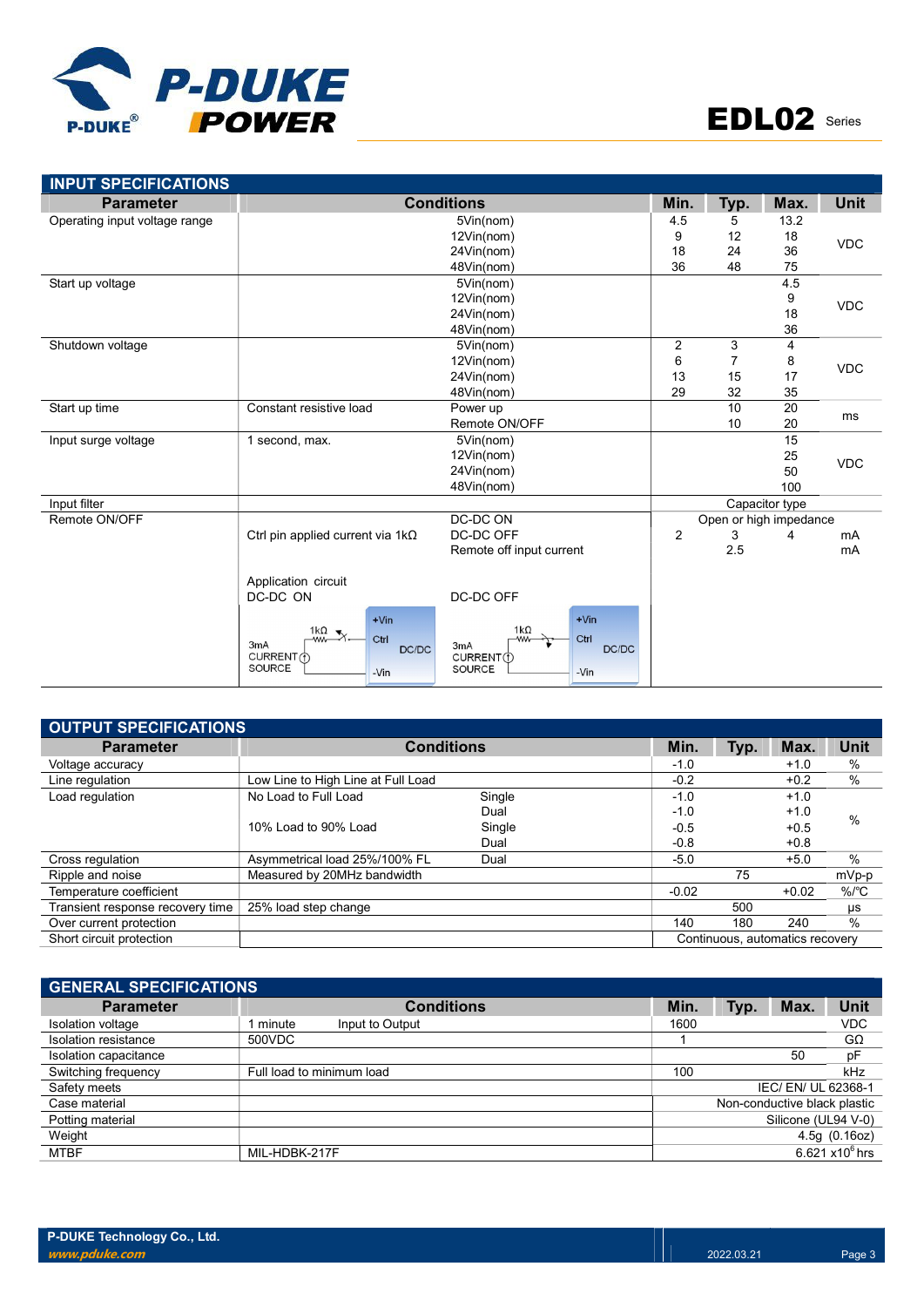## INPUT SPECIFICATIONS

| Parameter | Conditions | | Min. | Typ. | Max. | Unit |
|---|---|---|---|---|---|---|
| Operating input voltage range | | 5Vin(nom) | 4.5 | 5 | 13.2 | VDC |
| | | 12Vin(nom) | 9 | 12 | 18 | |
| | | 24Vin(nom) | 18 | 24 | 36 | |
| | | 48Vin(nom) | 36 | 48 | 75 | |
| Start up voltage | | 5Vin(nom) | | | 4.5 | VDC |
| | | 12Vin(nom) | | | 9 | |
| | | 24Vin(nom) | | | 18 | |
| | | 48Vin(nom) | | | 36 | |
| Shutdown voltage | | 5Vin(nom) | 2 | 3 | 4 | VDC |
| | | 12Vin(nom) | 6 | 7 | 8 | |
| | | 24Vin(nom) | 13 | 15 | 17 | |
| | | 48Vin(nom) | 29 | 32 | 35 | |
| Start up time | Constant resistive load | Power up | | 10 | 20 | ms |
| | | Remote ON/OFF | | 10 | 20 | |
| Input surge voltage | 1 second, max. | 5Vin(nom) | | | 15 | VDC |
| | | 12Vin(nom) | | | 25 | |
| | | 24Vin(nom) | | | 50 | |
| | | 48Vin(nom) | | | 100 | |
| Input filter | | | Capacitor type | | | |
| Remote ON/OFF | | DC-DC ON | Open or high impedance | | | |
| | Ctrl pin applied current via 1kΩ | DC-DC OFF | 2 | 3 | 4 | mA |
| | | Remote off input current | | 2.5 | | mA |
| | Application circuit | | | | | |
| | DC-DC ON | DC-DC OFF | | | | |

DC-DC ON: 3mA CURRENT SOURCE, 1kΩ, Ctrl, +Vin, -Vin, DC/DC

DC-DC OFF: 3mA CURRENT SOURCE, 1kΩ, Ctrl, +Vin, -Vin, DC/DC

## OUTPUT SPECIFICATIONS

| Parameter | Conditions | | Min. | Typ. | Max. | Unit |
|---|---|---|---|---|---|---|
| Voltage accuracy | | | -1.0 | | +1.0 | % |
| Line regulation | Low Line to High Line at Full Load | | -0.2 | | +0.2 | % |
| Load regulation | No Load to Full Load | Single | -1.0 | | +1.0 | % |
| | | Dual | -1.0 | | +1.0 | |
| | 10% Load to 90% Load | Single | -0.5 | | +0.5 | |
| | | Dual | -0.8 | | +0.8 | |
| Cross regulation | Asymmetrical load 25%/100% FL | Dual | -5.0 | | +5.0 | % |
| Ripple and noise | Measured by 20MHz bandwidth | | | 75 | | mVp-p |
| Temperature coefficient | | | -0.02 | | +0.02 | %/°C |
| Transient response recovery time | 25% load step change | | | 500 | | μs |
| Over current protection | | | 140 | 180 | 240 | % |
| Short circuit protection | | | Continuous, automatics recovery | | | |

## GENERAL SPECIFICATIONS

| Parameter | Conditions | | Min. | Typ. | Max. | Unit |
|---|---|---|---|---|---|---|
| Isolation voltage | 1 minute | Input to Output | 1600 | | | VDC |
| Isolation resistance | 500VDC | | 1 | | | GΩ |
| Isolation capacitance | | | | | 50 | pF |
| Switching frequency | Full load to minimum load | | 100 | | | kHz |
| Safety meets | | | IEC/ EN/ UL 62368-1 | | | |
| Case material | | | Non-conductive black plastic | | | |
| Potting material | | | Silicone (UL94 V-0) | | | |
| Weight | | | 4.5g (0.16oz) | | | |
| MTBF | MIL-HDBK-217F | | $6.621 \times 10^{6}$ hrs | | | |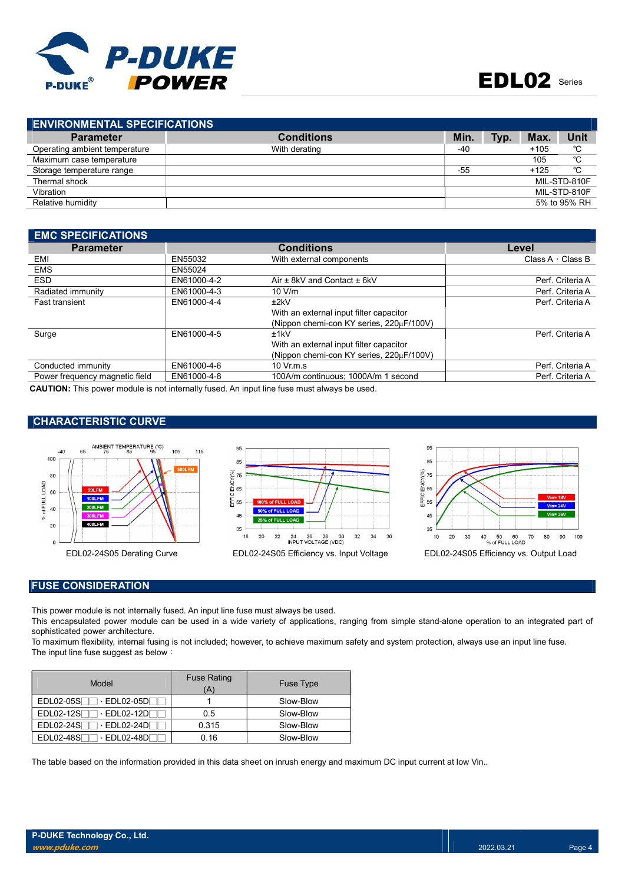## ENVIRONMENTAL SPECIFICATIONS

| Parameter | Conditions | Min. | Typ. | Max. | Unit |
|---|---|---|---|---|---|
| Operating ambient temperature | With derating | -40 | | +105 | ℃ |
| Maximum case temperature | | | | 105 | ℃ |
| Storage temperature range | | -55 | | +125 | ℃ |
| Thermal shock | | | | | MIL-STD-810F |
| Vibration | | | | | MIL-STD-810F |
| Relative humidity | | | | | 5% to 95% RH |

## EMC SPECIFICATIONS

| Parameter | | Conditions | Level |
|---|---|---|---|
| EMI | EN55032 | With external components | Class A、Class B |
| EMS | EN55024 | | |
| ESD | EN61000-4-2 | Air ± 8kV and Contact ± 6kV | Perf. Criteria A |
| Radiated immunity | EN61000-4-3 | 10 V/m | Perf. Criteria A |
| Fast transient | EN61000-4-4 | ±2kV<br>With an external input filter capacitor<br>(Nippon chemi-con KY series, 220μF/100V) | Perf. Criteria A |
| Surge | EN61000-4-5 | ±1kV<br>With an external input filter capacitor<br>(Nippon chemi-con KY series, 220μF/100V) | Perf. Criteria A |
| Conducted immunity | EN61000-4-6 | 10 Vr.m.s | Perf. Criteria A |
| Power frequency magnetic field | EN61000-4-8 | 100A/m continuous; 1000A/m 1 second | Perf. Criteria A |

**CAUTION:** This power module is not internally fused. An input line fuse must always be used.

## CHARACTERISTIC CURVE

AMBIENT TEMPERATURE (℃)
-40 65 75 85 95 105 115
100 80 60 40 20 0
% of FULL LOAD
500LFM 20LFM 100LFM 200LFM 300LFM 400LFM

EDL02-24S05 Derating Curve

95 85 75 65 55 45 35
EFFICIENCY(%)
18 20 22 24 26 28 30 32 34 36
INPUT VOLTAGE (VDC)
100% of FULL LOAD
50% of FULL LOAD
25% of FULL LOAD

EDL02-24S05 Efficiency vs. Input Voltage

95 85 75 65 55 45 35
EFFICIENCY(%)
10 20 30 40 50 60 70 80 90 100
% of FULL LOAD
Vin= 18V
Vin= 24V
Vin= 36V

EDL02-24S05 Efficiency vs. Output Load

## FUSE CONSIDERATION

This power module is not internally fused. An input line fuse must always be used.
This encapsulated power module can be used in a wide variety of applications, ranging from simple stand-alone operation to an integrated part of sophisticated power architecture.
To maximum flexibility, internal fusing is not included; however, to achieve maximum safety and system protection, always use an input line fuse.
The input line fuse suggest as below：

| Model | Fuse Rating (A) | Fuse Type |
|---|---|---|
| EDL02-05S□□、EDL02-05D□□ | 1 | Slow-Blow |
| EDL02-12S□□、EDL02-12D□□ | 0.5 | Slow-Blow |
| EDL02-24S□□、EDL02-24D□□ | 0.315 | Slow-Blow |
| EDL02-48S□□、EDL02-48D□□ | 0.16 | Slow-Blow |

The table based on the information provided in this data sheet on inrush energy and maximum DC input current at low Vin..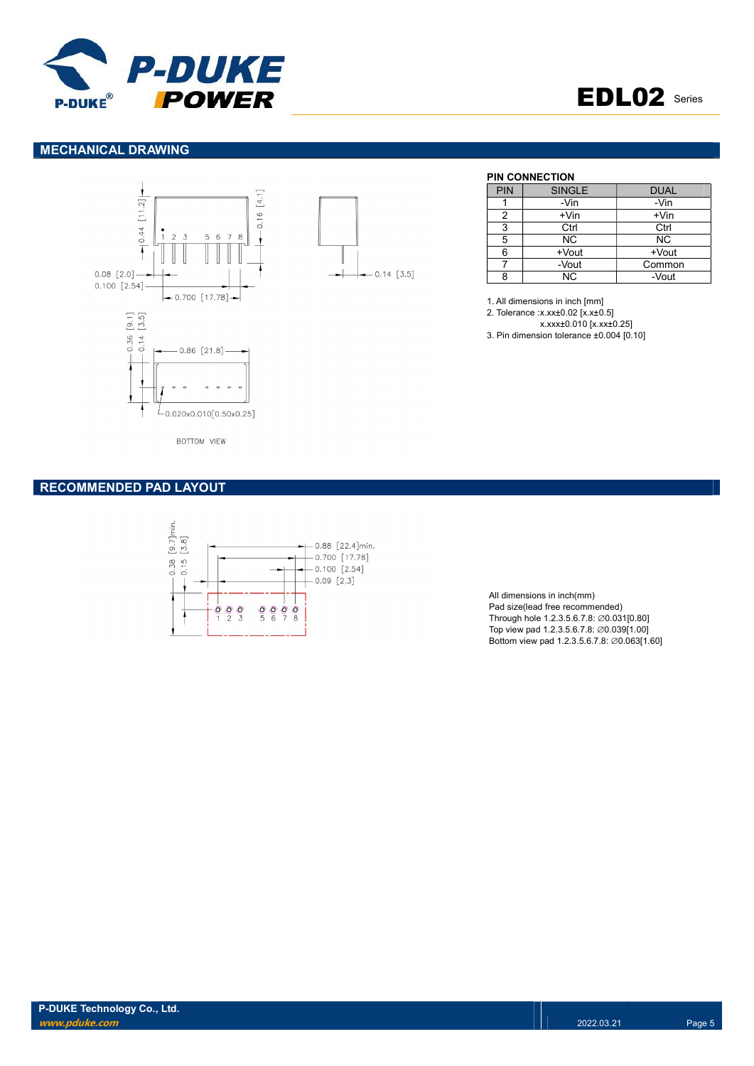## MECHANICAL DRAWING

0.44 [11.2]
0.16 [4.1]
1 2 3 5 6 7 8
0.08 [2.0]
0.100 [2.54]
0.700 [17.78]
0.14 [3.5]
0.36 [9.1]
0.14 [3.5]
0.86 [21.8]
0.020x0.010[0.50x0.25]
BOTTOM VIEW

**PIN CONNECTION**

| PIN | SINGLE | DUAL |
|---|---|---|
| 1 | -Vin | -Vin |
| 2 | +Vin | +Vin |
| 3 | Ctrl | Ctrl |
| 5 | NC | NC |
| 6 | +Vout | +Vout |
| 7 | -Vout | Common |
| 8 | NC | -Vout |

1. All dimensions in inch [mm]
2. Tolerance :x.xx±0.02 [x.x±0.5]
   x.xxx±0.010 [x.xx±0.25]
3. Pin dimension tolerance ±0.004 [0.10]

## RECOMMENDED PAD LAYOUT

0.38 [9.7]min.
0.15 [3.8]
0.88 [22.4]min.
0.700 [17.78]
0.100 [2.54]
0.09 [2.3]
1 2 3 5 6 7 8

All dimensions in inch(mm)
Pad size(lead free recommended)
Through hole 1.2.3.5.6.7.8: ∅0.031[0.80]
Top view pad 1.2.3.5.6.7.8: ∅0.039[1.00]
Bottom view pad 1.2.3.5.6.7.8: ∅0.063[1.60]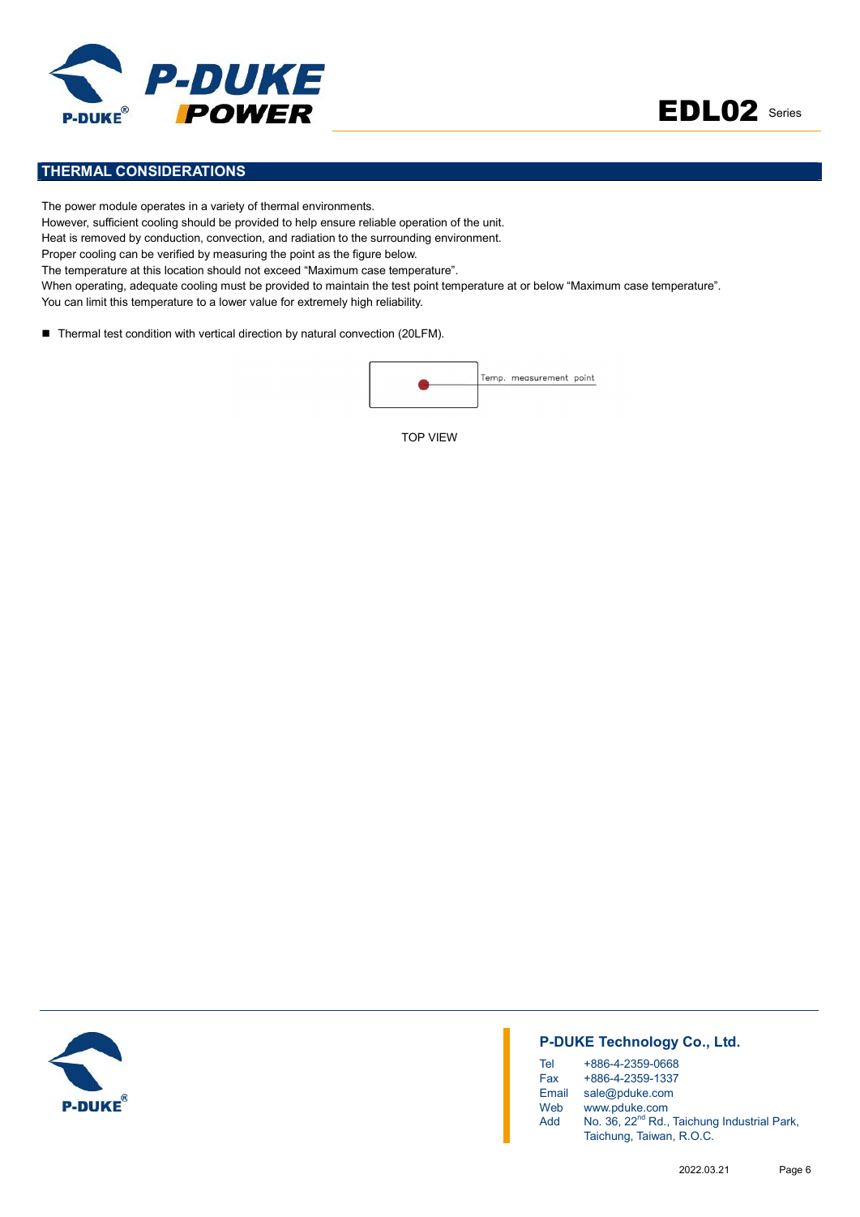## THERMAL CONSIDERATIONS

The power module operates in a variety of thermal environments.
However, sufficient cooling should be provided to help ensure reliable operation of the unit.
Heat is removed by conduction, convection, and radiation to the surrounding environment.
Proper cooling can be verified by measuring the point as the figure below.
The temperature at this location should not exceed "Maximum case temperature".
When operating, adequate cooling must be provided to maintain the test point temperature at or below "Maximum case temperature".
You can limit this temperature to a lower value for extremely high reliability.

- Thermal test condition with vertical direction by natural convection (20LFM).

Temp. measurement point

TOP VIEW

### P-DUKE Technology Co., Ltd.

Tel +886-4-2359-0668
Fax +886-4-2359-1337
Email sale@pduke.com
Web www.pduke.com
Add No. 36, 22nd Rd., Taichung Industrial Park, Taichung, Taiwan, R.O.C.

2022.03.21